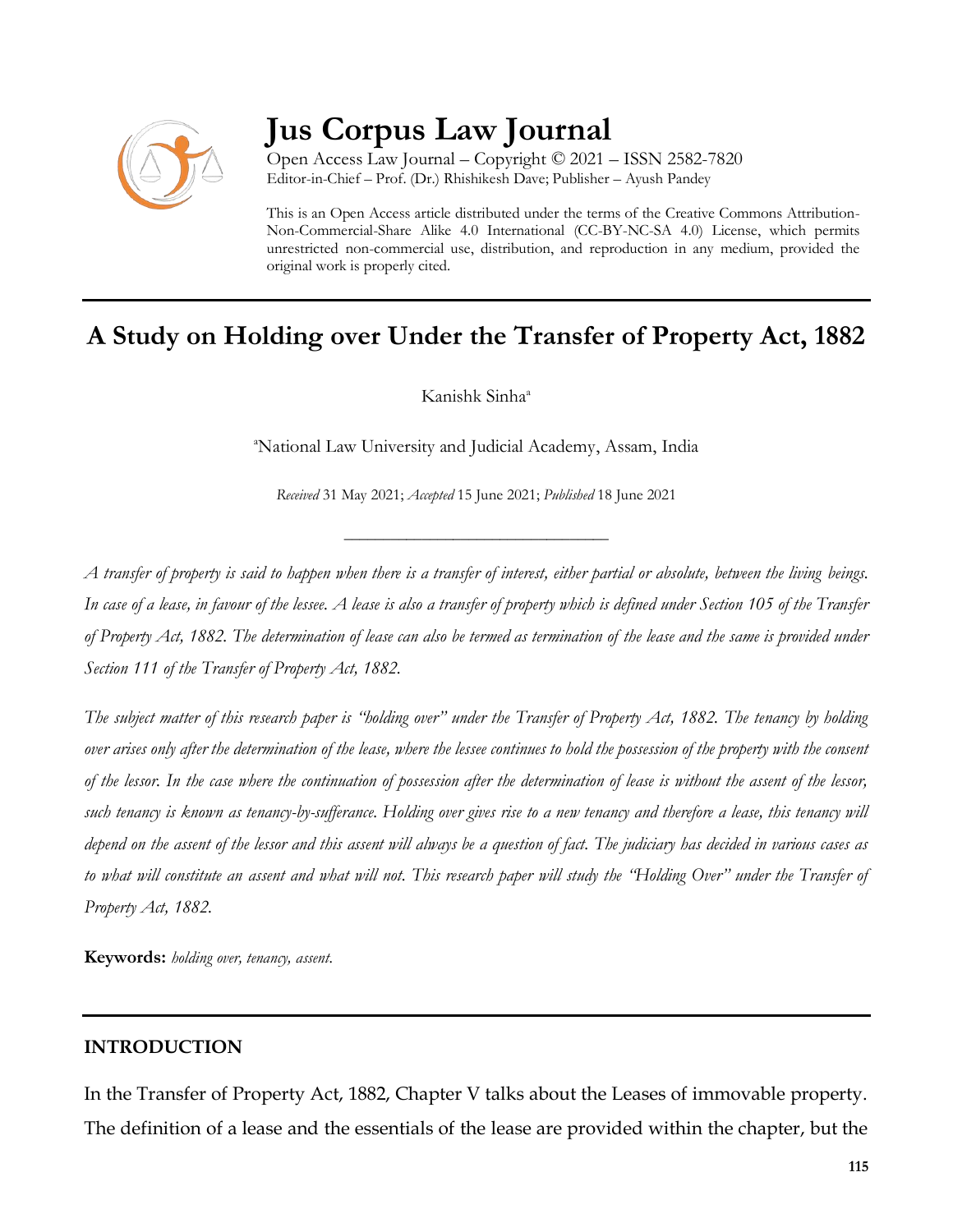# Jus Corpus Law Journal

Open Access Law Journal – Copyright © 2021 – ISSN 2582-7820
Editor-in-Chief – Prof. (Dr.) Rhishikesh Dave; Publisher – Ayush Pandey

This is an Open Access article distributed under the terms of the Creative Commons Attribution-Non-Commercial-Share Alike 4.0 International (CC-BY-NC-SA 4.0) License, which permits unrestricted non-commercial use, distribution, and reproduction in any medium, provided the original work is properly cited.

## A Study on Holding over Under the Transfer of Property Act, 1882

Kanishk Sinha[a]

[a]National Law University and Judicial Academy, Assam, India

*Received* 31 May 2021; *Accepted* 15 June 2021; *Published* 18 June 2021

---

*A transfer of property is said to happen when there is a transfer of interest, either partial or absolute, between the living beings. In case of a lease, in favour of the lessee. A lease is also a transfer of property which is defined under Section 105 of the Transfer of Property Act, 1882. The determination of lease can also be termed as termination of the lease and the same is provided under Section 111 of the Transfer of Property Act, 1882.*

*The subject matter of this research paper is "holding over" under the Transfer of Property Act, 1882. The tenancy by holding over arises only after the determination of the lease, where the lessee continues to hold the possession of the property with the consent of the lessor. In the case where the continuation of possession after the determination of lease is without the assent of the lessor, such tenancy is known as tenancy-by-sufferance. Holding over gives rise to a new tenancy and therefore a lease, this tenancy will depend on the assent of the lessor and this assent will always be a question of fact. The judiciary has decided in various cases as to what will constitute an assent and what will not. This research paper will study the "Holding Over" under the Transfer of Property Act, 1882.*

**Keywords:** *holding over, tenancy, assent.*

---

### INTRODUCTION

In the Transfer of Property Act, 1882, Chapter V talks about the Leases of immovable property. The definition of a lease and the essentials of the lease are provided within the chapter, but the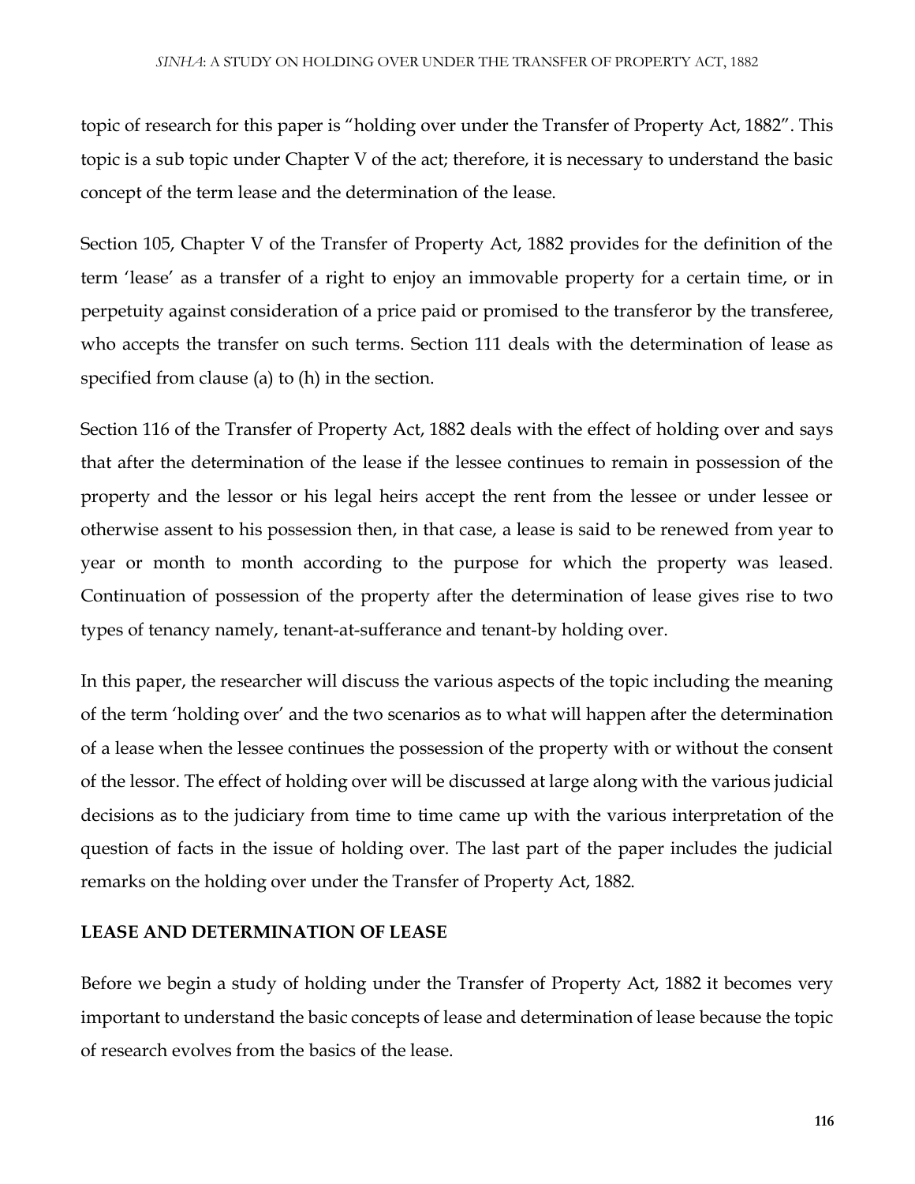topic of research for this paper is "holding over under the Transfer of Property Act, 1882". This topic is a sub topic under Chapter V of the act; therefore, it is necessary to understand the basic concept of the term lease and the determination of the lease.

Section 105, Chapter V of the Transfer of Property Act, 1882 provides for the definition of the term 'lease' as a transfer of a right to enjoy an immovable property for a certain time, or in perpetuity against consideration of a price paid or promised to the transferor by the transferee, who accepts the transfer on such terms. Section 111 deals with the determination of lease as specified from clause (a) to (h) in the section.

Section 116 of the Transfer of Property Act, 1882 deals with the effect of holding over and says that after the determination of the lease if the lessee continues to remain in possession of the property and the lessor or his legal heirs accept the rent from the lessee or under lessee or otherwise assent to his possession then, in that case, a lease is said to be renewed from year to year or month to month according to the purpose for which the property was leased. Continuation of possession of the property after the determination of lease gives rise to two types of tenancy namely, tenant-at-sufferance and tenant-by holding over.

In this paper, the researcher will discuss the various aspects of the topic including the meaning of the term 'holding over' and the two scenarios as to what will happen after the determination of a lease when the lessee continues the possession of the property with or without the consent of the lessor. The effect of holding over will be discussed at large along with the various judicial decisions as to the judiciary from time to time came up with the various interpretation of the question of facts in the issue of holding over. The last part of the paper includes the judicial remarks on the holding over under the Transfer of Property Act, 1882.

## LEASE AND DETERMINATION OF LEASE

Before we begin a study of holding under the Transfer of Property Act, 1882 it becomes very important to understand the basic concepts of lease and determination of lease because the topic of research evolves from the basics of the lease.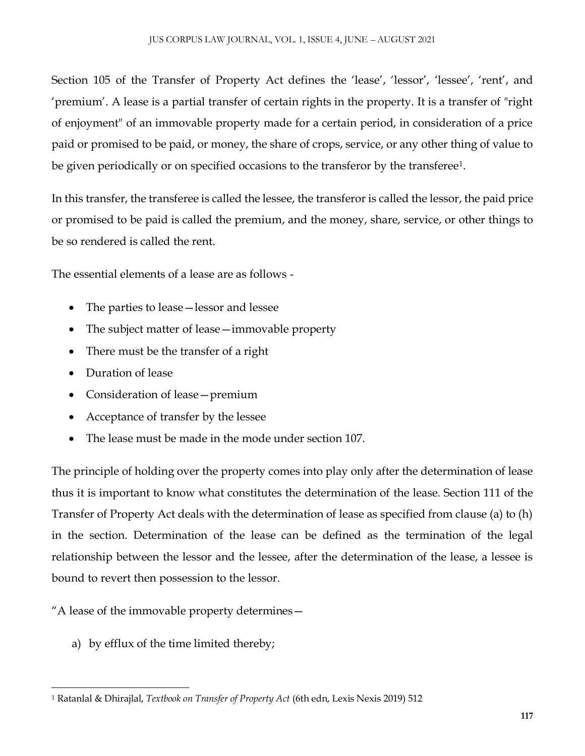Section 105 of the Transfer of Property Act defines the 'lease', 'lessor', 'lessee', 'rent', and 'premium'. A lease is a partial transfer of certain rights in the property. It is a transfer of "right of enjoyment" of an immovable property made for a certain period, in consideration of a price paid or promised to be paid, or money, the share of crops, service, or any other thing of value to be given periodically or on specified occasions to the transferor by the transferee[1].

In this transfer, the transferee is called the lessee, the transferor is called the lessor, the paid price or promised to be paid is called the premium, and the money, share, service, or other things to be so rendered is called the rent.

The essential elements of a lease are as follows -

- The parties to lease—lessor and lessee
- The subject matter of lease—immovable property
- There must be the transfer of a right
- Duration of lease
- Consideration of lease—premium
- Acceptance of transfer by the lessee
- The lease must be made in the mode under section 107.

The principle of holding over the property comes into play only after the determination of lease thus it is important to know what constitutes the determination of the lease. Section 111 of the Transfer of Property Act deals with the determination of lease as specified from clause (a) to (h) in the section. Determination of the lease can be defined as the termination of the legal relationship between the lessor and the lessee, after the determination of the lease, a lessee is bound to revert then possession to the lessor.

"A lease of the immovable property determines—

a) by efflux of the time limited thereby;

---

[1] Ratanlal & Dhirajlal, *Textbook on Transfer of Property Act* (6th edn, Lexis Nexis 2019) 512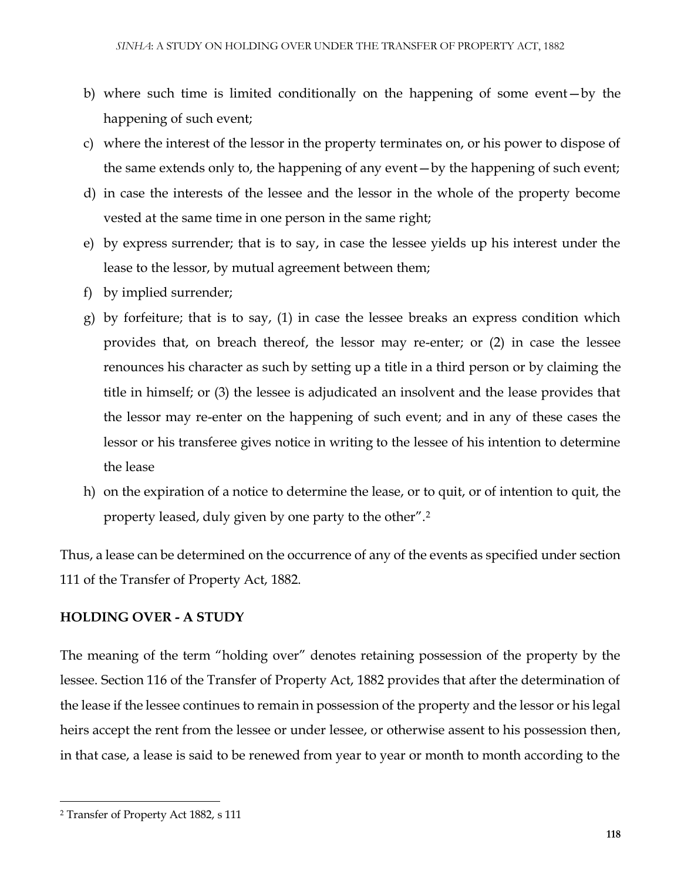b) where such time is limited conditionally on the happening of some event—by the happening of such event;
c) where the interest of the lessor in the property terminates on, or his power to dispose of the same extends only to, the happening of any event—by the happening of such event;
d) in case the interests of the lessee and the lessor in the whole of the property become vested at the same time in one person in the same right;
e) by express surrender; that is to say, in case the lessee yields up his interest under the lease to the lessor, by mutual agreement between them;
f) by implied surrender;
g) by forfeiture; that is to say, (1) in case the lessee breaks an express condition which provides that, on breach thereof, the lessor may re-enter; or (2) in case the lessee renounces his character as such by setting up a title in a third person or by claiming the title in himself; or (3) the lessee is adjudicated an insolvent and the lease provides that the lessor may re-enter on the happening of such event; and in any of these cases the lessor or his transferee gives notice in writing to the lessee of his intention to determine the lease
h) on the expiration of a notice to determine the lease, or to quit, or of intention to quit, the property leased, duly given by one party to the other".[2]

Thus, a lease can be determined on the occurrence of any of the events as specified under section 111 of the Transfer of Property Act, 1882.

## HOLDING OVER - A STUDY

The meaning of the term "holding over" denotes retaining possession of the property by the lessee. Section 116 of the Transfer of Property Act, 1882 provides that after the determination of the lease if the lessee continues to remain in possession of the property and the lessor or his legal heirs accept the rent from the lessee or under lessee, or otherwise assent to his possession then, in that case, a lease is said to be renewed from year to year or month to month according to the

[2] Transfer of Property Act 1882, s 111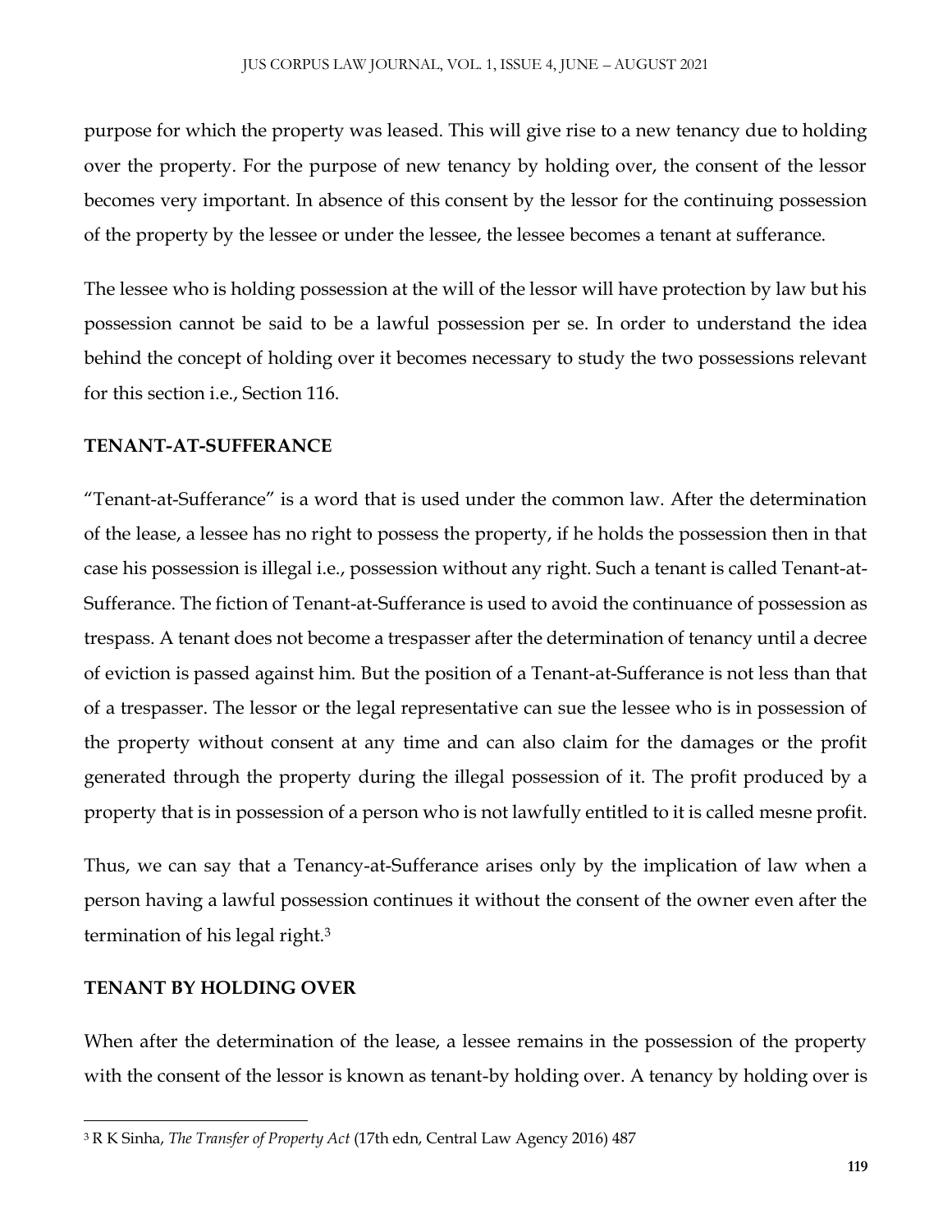purpose for which the property was leased. This will give rise to a new tenancy due to holding over the property. For the purpose of new tenancy by holding over, the consent of the lessor becomes very important. In absence of this consent by the lessor for the continuing possession of the property by the lessee or under the lessee, the lessee becomes a tenant at sufferance.

The lessee who is holding possession at the will of the lessor will have protection by law but his possession cannot be said to be a lawful possession per se. In order to understand the idea behind the concept of holding over it becomes necessary to study the two possessions relevant for this section i.e., Section 116.

## TENANT-AT-SUFFERANCE

"Tenant-at-Sufferance" is a word that is used under the common law. After the determination of the lease, a lessee has no right to possess the property, if he holds the possession then in that case his possession is illegal i.e., possession without any right. Such a tenant is called Tenant-at-Sufferance. The fiction of Tenant-at-Sufferance is used to avoid the continuance of possession as trespass. A tenant does not become a trespasser after the determination of tenancy until a decree of eviction is passed against him. But the position of a Tenant-at-Sufferance is not less than that of a trespasser. The lessor or the legal representative can sue the lessee who is in possession of the property without consent at any time and can also claim for the damages or the profit generated through the property during the illegal possession of it. The profit produced by a property that is in possession of a person who is not lawfully entitled to it is called mesne profit.

Thus, we can say that a Tenancy-at-Sufferance arises only by the implication of law when a person having a lawful possession continues it without the consent of the owner even after the termination of his legal right.[3]

## TENANT BY HOLDING OVER

When after the determination of the lease, a lessee remains in the possession of the property with the consent of the lessor is known as tenant-by holding over. A tenancy by holding over is

---

[3] R K Sinha, *The Transfer of Property Act* (17th edn, Central Law Agency 2016) 487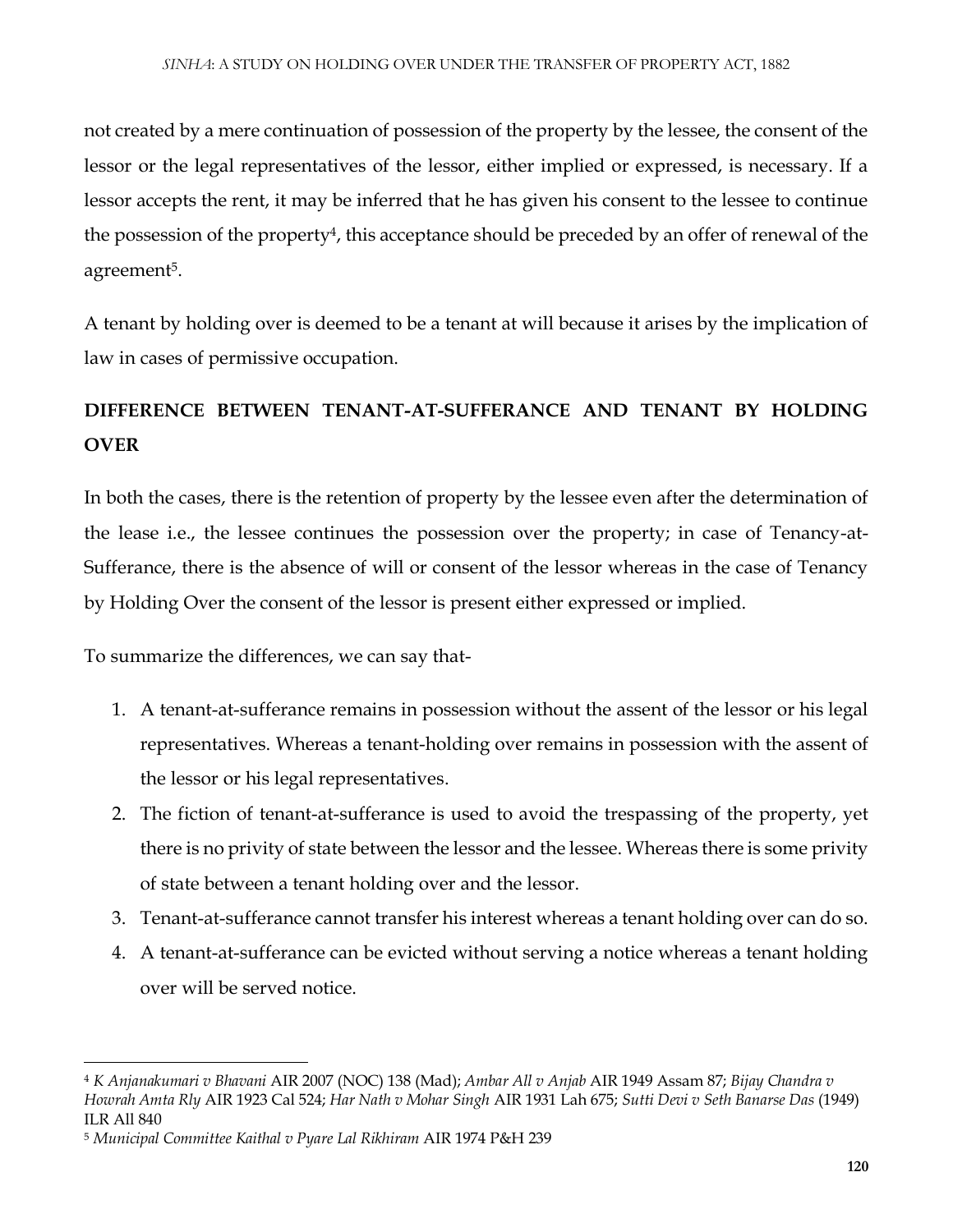not created by a mere continuation of possession of the property by the lessee, the consent of the lessor or the legal representatives of the lessor, either implied or expressed, is necessary. If a lessor accepts the rent, it may be inferred that he has given his consent to the lessee to continue the possession of the property[4], this acceptance should be preceded by an offer of renewal of the agreement[5].

A tenant by holding over is deemed to be a tenant at will because it arises by the implication of law in cases of permissive occupation.

## DIFFERENCE BETWEEN TENANT-AT-SUFFERANCE AND TENANT BY HOLDING OVER

In both the cases, there is the retention of property by the lessee even after the determination of the lease i.e., the lessee continues the possession over the property; in case of Tenancy-at-Sufferance, there is the absence of will or consent of the lessor whereas in the case of Tenancy by Holding Over the consent of the lessor is present either expressed or implied.

To summarize the differences, we can say that-

1. A tenant-at-sufferance remains in possession without the assent of the lessor or his legal representatives. Whereas a tenant-holding over remains in possession with the assent of the lessor or his legal representatives.
2. The fiction of tenant-at-sufferance is used to avoid the trespassing of the property, yet there is no privity of state between the lessor and the lessee. Whereas there is some privity of state between a tenant holding over and the lessor.
3. Tenant-at-sufferance cannot transfer his interest whereas a tenant holding over can do so.
4. A tenant-at-sufferance can be evicted without serving a notice whereas a tenant holding over will be served notice.

---

[4] *K Anjanakumari v Bhavani* AIR 2007 (NOC) 138 (Mad); *Ambar All v Anjab* AIR 1949 Assam 87; *Bijay Chandra v Howrah Amta Rly* AIR 1923 Cal 524; *Har Nath v Mohar Singh* AIR 1931 Lah 675; *Sutti Devi v Seth Banarse Das* (1949) ILR All 840

[5] *Municipal Committee Kaithal v Pyare Lal Rikhiram* AIR 1974 P&H 239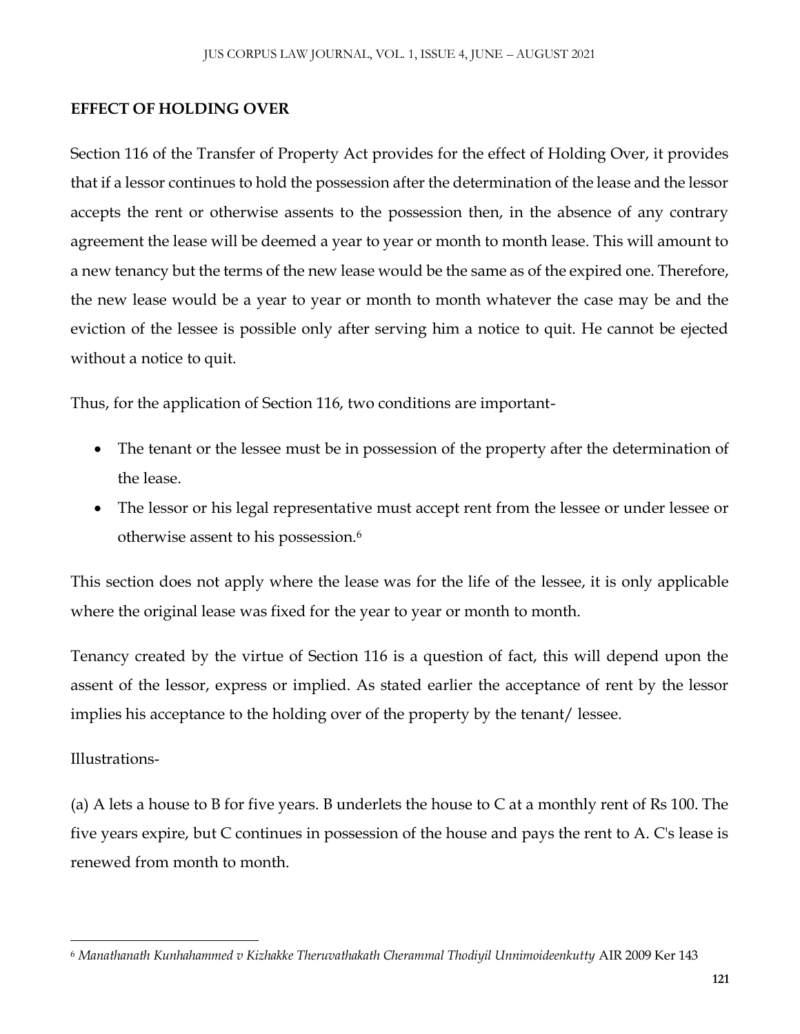**EFFECT OF HOLDING OVER**

Section 116 of the Transfer of Property Act provides for the effect of Holding Over, it provides that if a lessor continues to hold the possession after the determination of the lease and the lessor accepts the rent or otherwise assents to the possession then, in the absence of any contrary agreement the lease will be deemed a year to year or month to month lease. This will amount to a new tenancy but the terms of the new lease would be the same as of the expired one. Therefore, the new lease would be a year to year or month to month whatever the case may be and the eviction of the lessee is possible only after serving him a notice to quit. He cannot be ejected without a notice to quit.

Thus, for the application of Section 116, two conditions are important-

- The tenant or the lessee must be in possession of the property after the determination of the lease.
- The lessor or his legal representative must accept rent from the lessee or under lessee or otherwise assent to his possession.[6]

This section does not apply where the lease was for the life of the lessee, it is only applicable where the original lease was fixed for the year to year or month to month.

Tenancy created by the virtue of Section 116 is a question of fact, this will depend upon the assent of the lessor, express or implied. As stated earlier the acceptance of rent by the lessor implies his acceptance to the holding over of the property by the tenant/ lessee.

Illustrations-

(a) A lets a house to B for five years. B underlets the house to C at a monthly rent of Rs 100. The five years expire, but C continues in possession of the house and pays the rent to A. C's lease is renewed from month to month.

---

[6] *Manathanath Kunhahammed v Kizhakke Theruvathakath Cherammal Thodiyil Unnimoideenkutty* AIR 2009 Ker 143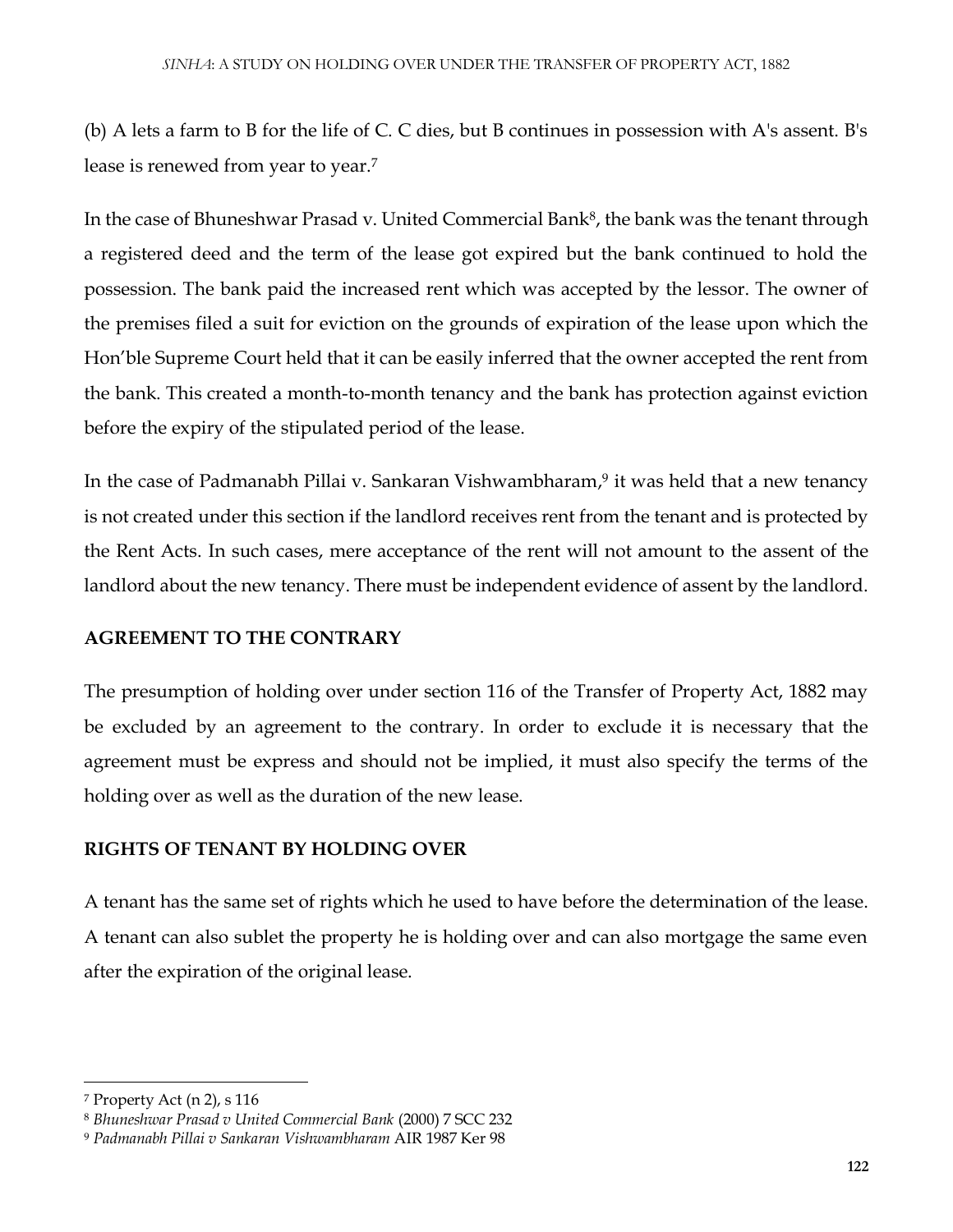(b) A lets a farm to B for the life of C. C dies, but B continues in possession with A's assent. B's lease is renewed from year to year.[7]

In the case of Bhuneshwar Prasad v. United Commercial Bank[8], the bank was the tenant through a registered deed and the term of the lease got expired but the bank continued to hold the possession. The bank paid the increased rent which was accepted by the lessor. The owner of the premises filed a suit for eviction on the grounds of expiration of the lease upon which the Hon'ble Supreme Court held that it can be easily inferred that the owner accepted the rent from the bank. This created a month-to-month tenancy and the bank has protection against eviction before the expiry of the stipulated period of the lease.

In the case of Padmanabh Pillai v. Sankaran Vishwambharam,[9] it was held that a new tenancy is not created under this section if the landlord receives rent from the tenant and is protected by the Rent Acts. In such cases, mere acceptance of the rent will not amount to the assent of the landlord about the new tenancy. There must be independent evidence of assent by the landlord.

## AGREEMENT TO THE CONTRARY

The presumption of holding over under section 116 of the Transfer of Property Act, 1882 may be excluded by an agreement to the contrary. In order to exclude it is necessary that the agreement must be express and should not be implied, it must also specify the terms of the holding over as well as the duration of the new lease.

## RIGHTS OF TENANT BY HOLDING OVER

A tenant has the same set of rights which he used to have before the determination of the lease. A tenant can also sublet the property he is holding over and can also mortgage the same even after the expiration of the original lease.

---

[7] Property Act (n 2), s 116

[8] *Bhuneshwar Prasad v United Commercial Bank* (2000) 7 SCC 232

[9] *Padmanabh Pillai v Sankaran Vishwambharam* AIR 1987 Ker 98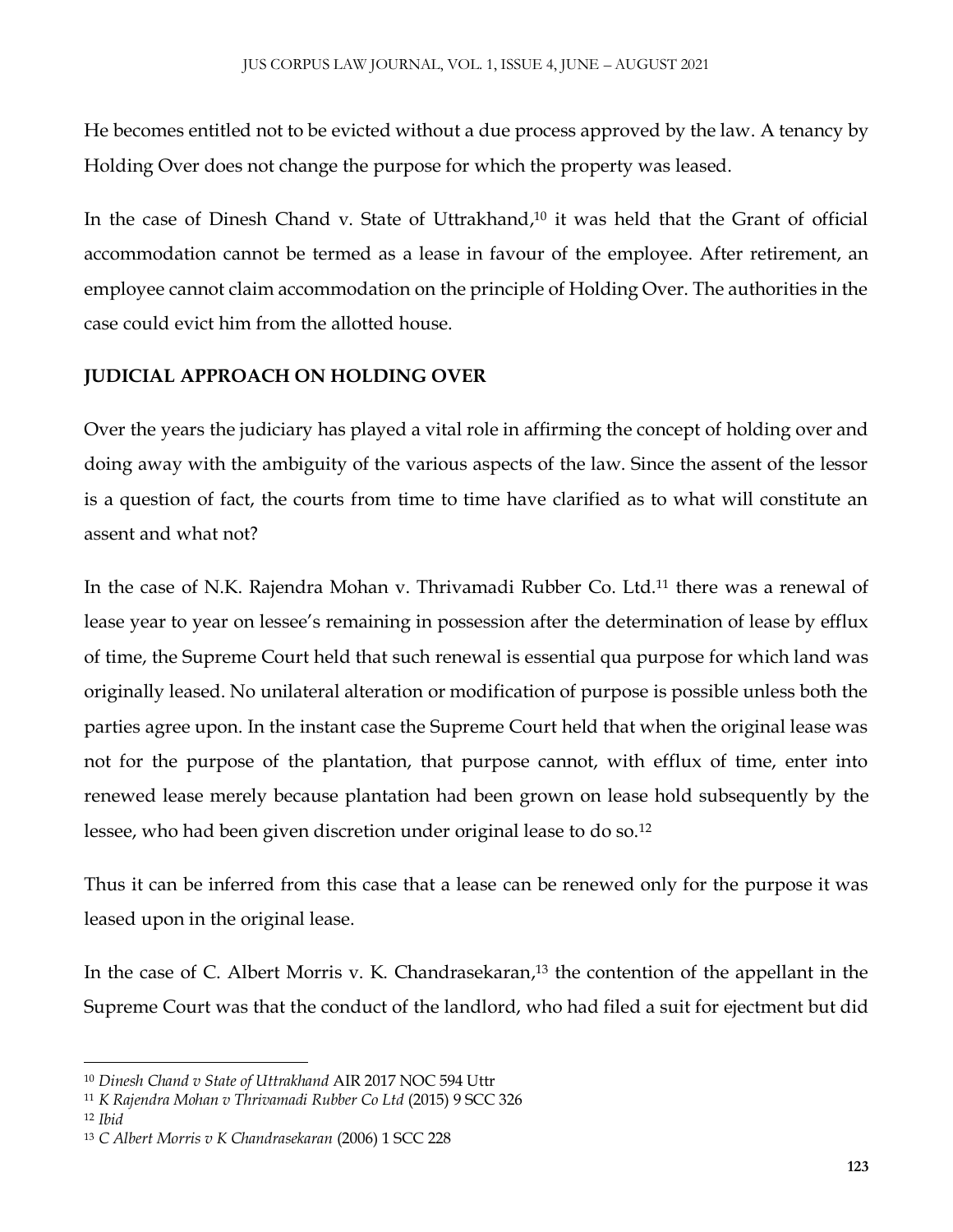He becomes entitled not to be evicted without a due process approved by the law. A tenancy by Holding Over does not change the purpose for which the property was leased.

In the case of Dinesh Chand v. State of Uttrakhand,[10] it was held that the Grant of official accommodation cannot be termed as a lease in favour of the employee. After retirement, an employee cannot claim accommodation on the principle of Holding Over. The authorities in the case could evict him from the allotted house.

**JUDICIAL APPROACH ON HOLDING OVER**

Over the years the judiciary has played a vital role in affirming the concept of holding over and doing away with the ambiguity of the various aspects of the law. Since the assent of the lessor is a question of fact, the courts from time to time have clarified as to what will constitute an assent and what not?

In the case of N.K. Rajendra Mohan v. Thrivamadi Rubber Co. Ltd.[11] there was a renewal of lease year to year on lessee's remaining in possession after the determination of lease by efflux of time, the Supreme Court held that such renewal is essential qua purpose for which land was originally leased. No unilateral alteration or modification of purpose is possible unless both the parties agree upon. In the instant case the Supreme Court held that when the original lease was not for the purpose of the plantation, that purpose cannot, with efflux of time, enter into renewed lease merely because plantation had been grown on lease hold subsequently by the lessee, who had been given discretion under original lease to do so.[12]

Thus it can be inferred from this case that a lease can be renewed only for the purpose it was leased upon in the original lease.

In the case of C. Albert Morris v. K. Chandrasekaran,[13] the contention of the appellant in the Supreme Court was that the conduct of the landlord, who had filed a suit for ejectment but did

---

[10] *Dinesh Chand v State of Uttrakhand* AIR 2017 NOC 594 Uttr

[11] *K Rajendra Mohan v Thrivamadi Rubber Co Ltd* (2015) 9 SCC 326

[12] *Ibid*

[13] *C Albert Morris v K Chandrasekaran* (2006) 1 SCC 228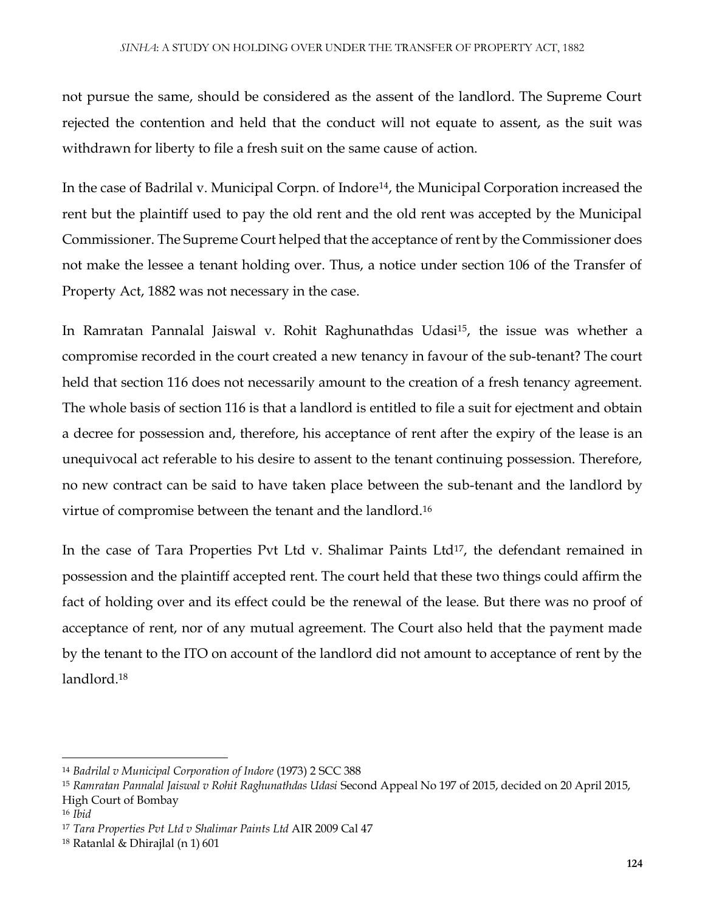not pursue the same, should be considered as the assent of the landlord. The Supreme Court rejected the contention and held that the conduct will not equate to assent, as the suit was withdrawn for liberty to file a fresh suit on the same cause of action.

In the case of Badrilal v. Municipal Corpn. of Indore[14], the Municipal Corporation increased the rent but the plaintiff used to pay the old rent and the old rent was accepted by the Municipal Commissioner. The Supreme Court helped that the acceptance of rent by the Commissioner does not make the lessee a tenant holding over. Thus, a notice under section 106 of the Transfer of Property Act, 1882 was not necessary in the case.

In Ramratan Pannalal Jaiswal v. Rohit Raghunathdas Udasi[15], the issue was whether a compromise recorded in the court created a new tenancy in favour of the sub-tenant? The court held that section 116 does not necessarily amount to the creation of a fresh tenancy agreement. The whole basis of section 116 is that a landlord is entitled to file a suit for ejectment and obtain a decree for possession and, therefore, his acceptance of rent after the expiry of the lease is an unequivocal act referable to his desire to assent to the tenant continuing possession. Therefore, no new contract can be said to have taken place between the sub-tenant and the landlord by virtue of compromise between the tenant and the landlord.[16]

In the case of Tara Properties Pvt Ltd v. Shalimar Paints Ltd[17], the defendant remained in possession and the plaintiff accepted rent. The court held that these two things could affirm the fact of holding over and its effect could be the renewal of the lease. But there was no proof of acceptance of rent, nor of any mutual agreement. The Court also held that the payment made by the tenant to the ITO on account of the landlord did not amount to acceptance of rent by the landlord.[18]

---

[14] *Badrilal v Municipal Corporation of Indore* (1973) 2 SCC 388

[15] *Ramratan Pannalal Jaiswal v Rohit Raghunathdas Udasi* Second Appeal No 197 of 2015, decided on 20 April 2015, High Court of Bombay

[16] *Ibid*

[17] *Tara Properties Pvt Ltd v Shalimar Paints Ltd* AIR 2009 Cal 47

[18] Ratanlal & Dhirajlal (n 1) 601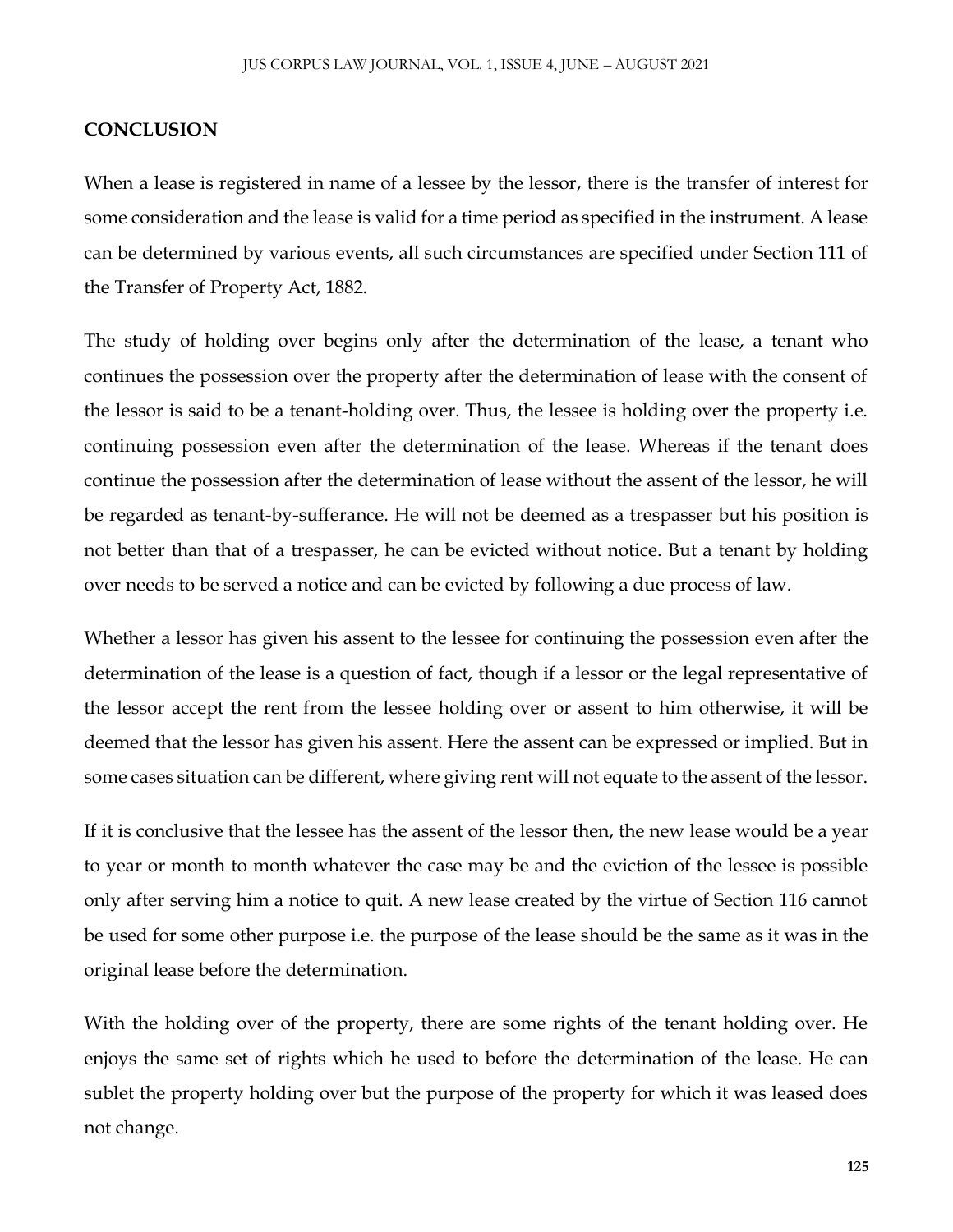## CONCLUSION

When a lease is registered in name of a lessee by the lessor, there is the transfer of interest for some consideration and the lease is valid for a time period as specified in the instrument. A lease can be determined by various events, all such circumstances are specified under Section 111 of the Transfer of Property Act, 1882.

The study of holding over begins only after the determination of the lease, a tenant who continues the possession over the property after the determination of lease with the consent of the lessor is said to be a tenant-holding over. Thus, the lessee is holding over the property i.e. continuing possession even after the determination of the lease. Whereas if the tenant does continue the possession after the determination of lease without the assent of the lessor, he will be regarded as tenant-by-sufferance. He will not be deemed as a trespasser but his position is not better than that of a trespasser, he can be evicted without notice. But a tenant by holding over needs to be served a notice and can be evicted by following a due process of law.

Whether a lessor has given his assent to the lessee for continuing the possession even after the determination of the lease is a question of fact, though if a lessor or the legal representative of the lessor accept the rent from the lessee holding over or assent to him otherwise, it will be deemed that the lessor has given his assent. Here the assent can be expressed or implied. But in some cases situation can be different, where giving rent will not equate to the assent of the lessor.

If it is conclusive that the lessee has the assent of the lessor then, the new lease would be a year to year or month to month whatever the case may be and the eviction of the lessee is possible only after serving him a notice to quit. A new lease created by the virtue of Section 116 cannot be used for some other purpose i.e. the purpose of the lease should be the same as it was in the original lease before the determination.

With the holding over of the property, there are some rights of the tenant holding over. He enjoys the same set of rights which he used to before the determination of the lease. He can sublet the property holding over but the purpose of the property for which it was leased does not change.